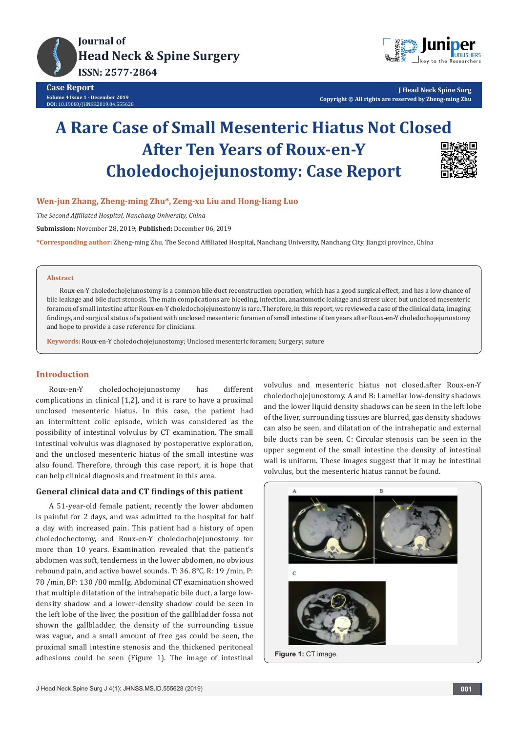# A Rare Case of Small Mesenteric Hiatus Not Closed After Ten Years of Roux-en-Y Choledochojejunostomy: Case Report

**Wen-jun Zhang, Zheng-ming Zhu*, Zeng-xu Liu and Hong-liang Luo**

*The Second Affiliated Hospital, Nanchang University, China*

**Submission:** November 28, 2019; **Published:** December 06, 2019

**\*Corresponding author:** Zheng-ming Zhu, The Second Affiliated Hospital, Nanchang University, Nanchang City, Jiangxi province, China

## Abstract

Roux-en-Y choledochojejunostomy is a common bile duct reconstruction operation, which has a good surgical effect, and has a low chance of bile leakage and bile duct stenosis. The main complications are bleeding, infection, anastomotic leakage and stress ulcer, but unclosed mesenteric foramen of small intestine after Roux-en-Y choledochojejunostomy is rare. Therefore, in this report, we reviewed a case of the clinical data, imaging findings, and surgical status of a patient with unclosed mesenteric foramen of small intestine of ten years after Roux-en-Y choledochojejunostomy and hope to provide a case reference for clinicians.

**Keywords:** Roux-en-Y choledochojejunostomy; Unclosed mesenteric foramen; Surgery; suture

## Introduction

Roux-en-Y choledochojejunostomy has different complications in clinical [1,2], and it is rare to have a proximal unclosed mesenteric hiatus. In this case, the patient had an intermittent colic episode, which was considered as the possibility of intestinal volvulus by CT examination. The small intestinal volvulus was diagnosed by postoperative exploration, and the unclosed mesenteric hiatus of the small intestine was also found. Therefore, through this case report, it is hope that can help clinical diagnosis and treatment in this area.

### General clinical data and CT findings of this patient

A 51-year-old female patient, recently the lower abdomen is painful for 2 days, and was admitted to the hospital for half a day with increased pain. This patient had a history of open choledochectomy, and Roux-en-Y choledochojejunostomy for more than 10 years. Examination revealed that the patient's abdomen was soft, tenderness in the lower abdomen, no obvious rebound pain, and active bowel sounds. T: 36. 8°C, R: 19 /min, P: 78 /min, BP: 130 /80 mmHg. Abdominal CT examination showed that multiple dilatation of the intrahepatic bile duct, a large low-density shadow and a lower-density shadow could be seen in the left lobe of the liver, the position of the gallbladder fossa not shown the gallbladder, the density of the surrounding tissue was vague, and a small amount of free gas could be seen, the proximal small intestine stenosis and the thickened peritoneal adhesions could be seen (Figure 1). The image of intestinal volvulus and mesenteric hiatus not closed.after Roux-en-Y choledochojejunostomy. A and B: Lamellar low-density shadows and the lower liquid density shadows can be seen in the left lobe of the liver, surrounding tissues are blurred, gas density shadows can also be seen, and dilatation of the intrahepatic and external bile ducts can be seen. C: Circular stenosis can be seen in the upper segment of the small intestine the density of intestinal wall is uniform. These images suggest that it may be intestinal volvulus, but the mesenteric hiatus cannot be found.

**Figure 1:** CT image.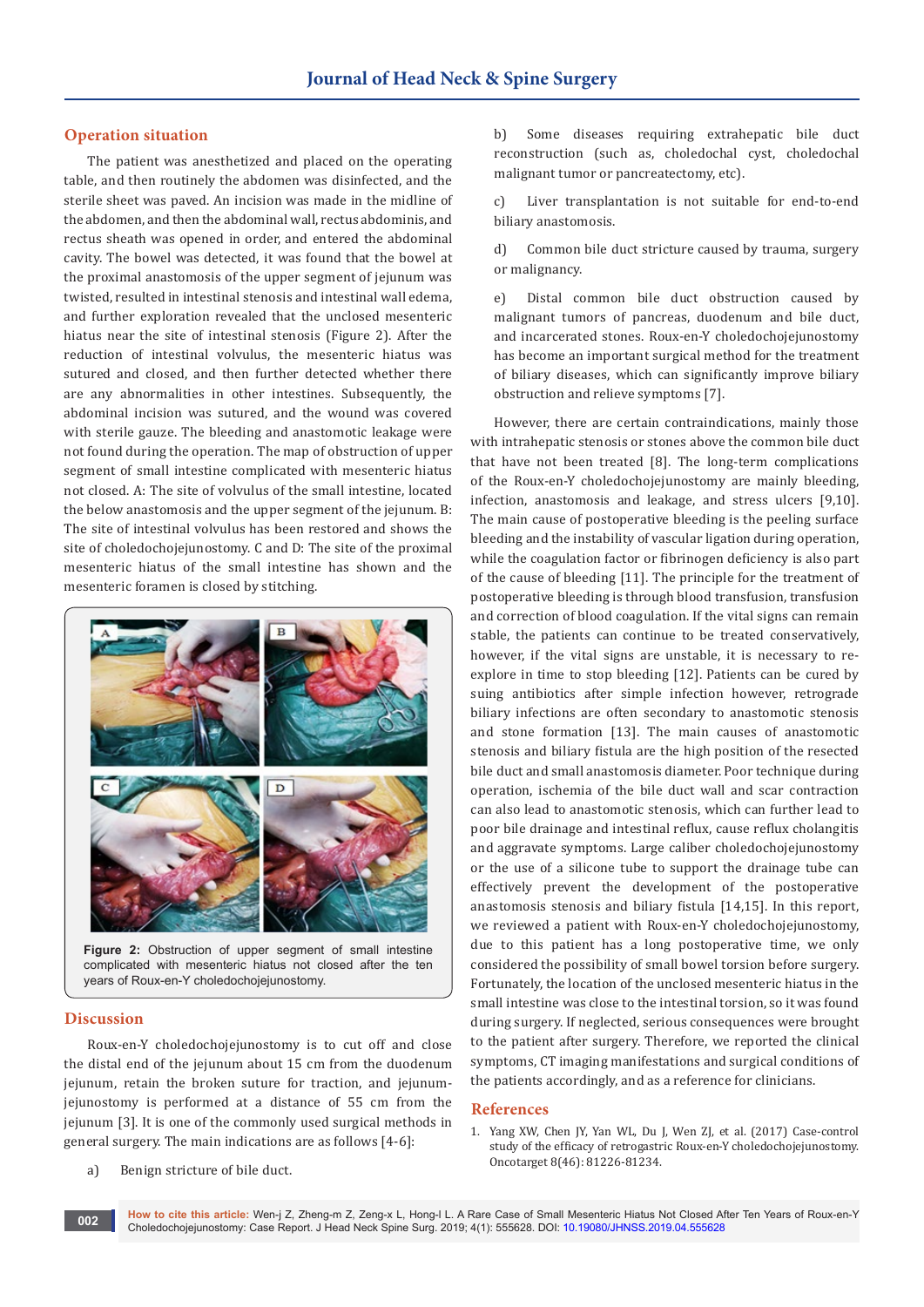## Operation situation

The patient was anesthetized and placed on the operating table, and then routinely the abdomen was disinfected, and the sterile sheet was paved. An incision was made in the midline of the abdomen, and then the abdominal wall, rectus abdominis, and rectus sheath was opened in order, and entered the abdominal cavity. The bowel was detected, it was found that the bowel at the proximal anastomosis of the upper segment of jejunum was twisted, resulted in intestinal stenosis and intestinal wall edema, and further exploration revealed that the unclosed mesenteric hiatus near the site of intestinal stenosis (Figure 2). After the reduction of intestinal volvulus, the mesenteric hiatus was sutured and closed, and then further detected whether there are any abnormalities in other intestines. Subsequently, the abdominal incision was sutured, and the wound was covered with sterile gauze. The bleeding and anastomotic leakage were not found during the operation. The map of obstruction of upper segment of small intestine complicated with mesenteric hiatus not closed. A: The site of volvulus of the small intestine, located the below anastomosis and the upper segment of the jejunum. B: The site of intestinal volvulus has been restored and shows the site of choledochojejunostomy. C and D: The site of the proximal mesenteric hiatus of the small intestine has shown and the mesenteric foramen is closed by stitching.

**Figure 2:** Obstruction of upper segment of small intestine complicated with mesenteric hiatus not closed after the ten years of Roux-en-Y choledochojejunostomy.

## Discussion

Roux-en-Y choledochojejunostomy is to cut off and close the distal end of the jejunum about 15 cm from the duodenum jejunum, retain the broken suture for traction, and jejunum-jejunostomy is performed at a distance of 55 cm from the jejunum [3]. It is one of the commonly used surgical methods in general surgery. The main indications are as follows [4-6]:

a) Benign stricture of bile duct.

b) Some diseases requiring extrahepatic bile duct reconstruction (such as, choledochal cyst, choledochal malignant tumor or pancreatectomy, etc).

c) Liver transplantation is not suitable for end-to-end biliary anastomosis.

d) Common bile duct stricture caused by trauma, surgery or malignancy.

e) Distal common bile duct obstruction caused by malignant tumors of pancreas, duodenum and bile duct, and incarcerated stones. Roux-en-Y choledochojejunostomy has become an important surgical method for the treatment of biliary diseases, which can significantly improve biliary obstruction and relieve symptoms [7].

However, there are certain contraindications, mainly those with intrahepatic stenosis or stones above the common bile duct that have not been treated [8]. The long-term complications of the Roux-en-Y choledochojejunostomy are mainly bleeding, infection, anastomosis and leakage, and stress ulcers [9,10]. The main cause of postoperative bleeding is the peeling surface bleeding and the instability of vascular ligation during operation, while the coagulation factor or fibrinogen deficiency is also part of the cause of bleeding [11]. The principle for the treatment of postoperative bleeding is through blood transfusion, transfusion and correction of blood coagulation. If the vital signs can remain stable, the patients can continue to be treated conservatively, however, if the vital signs are unstable, it is necessary to re-explore in time to stop bleeding [12]. Patients can be cured by suing antibiotics after simple infection however, retrograde biliary infections are often secondary to anastomotic stenosis and stone formation [13]. The main causes of anastomotic stenosis and biliary fistula are the high position of the resected bile duct and small anastomosis diameter. Poor technique during operation, ischemia of the bile duct wall and scar contraction can also lead to anastomotic stenosis, which can further lead to poor bile drainage and intestinal reflux, cause reflux cholangitis and aggravate symptoms. Large caliber choledochojejunostomy or the use of a silicone tube to support the drainage tube can effectively prevent the development of the postoperative anastomosis stenosis and biliary fistula [14,15]. In this report, we reviewed a patient with Roux-en-Y choledochojejunostomy, due to this patient has a long postoperative time, we only considered the possibility of small bowel torsion before surgery. Fortunately, the location of the unclosed mesenteric hiatus in the small intestine was close to the intestinal torsion, so it was found during surgery. If neglected, serious consequences were brought to the patient after surgery. Therefore, we reported the clinical symptoms, CT imaging manifestations and surgical conditions of the patients accordingly, and as a reference for clinicians.

## References

1. Yang XW, Chen JY, Yan WL, Du J, Wen ZJ, et al. (2017) Case-control study of the efficacy of retrogastric Roux-en-Y choledochojejunostomy. Oncotarget 8(46): 81226-81234.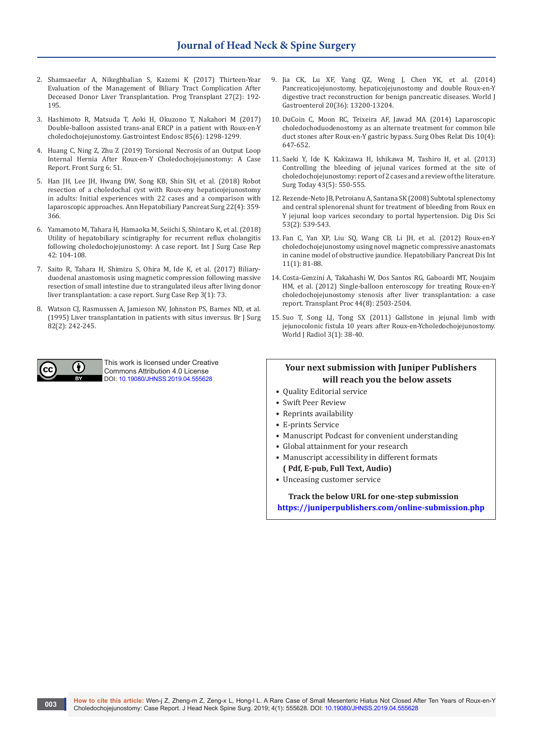2. Shamsaeefar A, Nikeghbalian S, Kazemi K (2017) Thirteen-Year Evaluation of the Management of Biliary Tract Complication After Deceased Donor Liver Transplantation. Prog Transplant 27(2): 192-195.
3. Hashimoto R, Matsuda T, Aoki H, Okuzono T, Nakahori M (2017) Double-balloon assisted trans-anal ERCP in a patient with Roux-en-Y choledochojejunostomy. Gastrointest Endosc 85(6): 1298-1299.
4. Huang C, Ning Z, Zhu Z (2019) Torsional Necrosis of an Output Loop Internal Hernia After Roux-en-Y Choledochojejunostomy: A Case Report. Front Surg 6: 51.
5. Han JH, Lee JH, Hwang DW, Song KB, Shin SH, et al. (2018) Robot resection of a choledochal cyst with Roux-eny hepaticojejunostomy in adults: Initial experiences with 22 cases and a comparison with laparoscopic approaches. Ann Hepatobiliary Pancreat Surg 22(4): 359-366.
6. Yamamoto M, Tahara H, Hamaoka M, Seiichi S, Shintaro K, et al. (2018) Utility of hepatobiliary scintigraphy for recurrent reflux cholangitis following choledochojejunostomy: A case report. Int J Surg Case Rep 42: 104-108.
7. Saito R, Tahara H, Shimizu S, Ohira M, Ide K, et al. (2017) Biliary-duodenal anastomosis using magnetic compression following massive resection of small intestine due to strangulated ileus after living donor liver transplantation: a case report. Surg Case Rep 3(1): 73.
8. Watson CJ, Rasmussen A, Jamieson NV, Johnston PS, Barnes ND, et al. (1995) Liver transplantation in patients with situs inversus. Br J Surg 82(2): 242-245.
9. Jia CK, Lu XF, Yang QZ, Weng J, Chen YK, et al. (2014) Pancreaticojejunostomy, hepaticojejunostomy and double Roux-en-Y digestive tract reconstruction for benign pancreatic diseases. World J Gastroenterol 20(36): 13200-13204.
10. DuCoin C, Moon RC, Teixeira AF, Jawad MA (2014) Laparoscopic choledochoduodenostomy as an alternate treatment for common bile duct stones after Roux-en-Y gastric bypass. Surg Obes Relat Dis 10(4): 647-652.
11. Saeki Y, Ide K, Kakizawa H, Ishikawa M, Tashiro H, et al. (2013) Controlling the bleeding of jejunal varices formed at the site of choledochojejunostomy: report of 2 cases and a review of the literature. Surg Today 43(5): 550-555.
12. Rezende-Neto JB, Petroianu A, Santana SK (2008) Subtotal splenectomy and central splenorenal shunt for treatment of bleeding from Roux en Y jejunal loop varices secondary to portal hypertension. Dig Dis Sci 53(2): 539-543.
13. Fan C, Yan XP, Liu SQ, Wang CB, Li JH, et al. (2012) Roux-en-Y choledochojejunostomy using novel magnetic compressive anastomats in canine model of obstructive jaundice. Hepatobiliary Pancreat Dis Int 11(1): 81-88.
14. Costa-Genzini A, Takahashi W, Dos Santos RG, Gaboardi MT, Noujaim HM, et al. (2012) Single-balloon enteroscopy for treating Roux-en-Y choledochojejunostomy stenosis after liver transplantation: a case report. Transplant Proc 44(8): 2503-2504.
15. Suo T, Song LJ, Tong SX (2011) Gallstone in jejunal limb with jejunocolonic fistula 10 years after Roux-en-Ycholedochojejunostomy. World J Radiol 3(1): 38-40.

This work is licensed under Creative Commons Attribution 4.0 License
DOI: 10.19080/JHNSS.2019.04.555628

**Your next submission with Juniper Publishers will reach you the below assets**

- Quality Editorial service
- Swift Peer Review
- Reprints availability
- E-prints Service
- Manuscript Podcast for convenient understanding
- Global attainment for your research
- Manuscript accessibility in different formats **( Pdf, E-pub, Full Text, Audio)**
- Unceasing customer service

**Track the below URL for one-step submission**
**https://juniperpublishers.com/online-submission.php**

**How to cite this article:** Wen-j Z, Zheng-m Z, Zeng-x L, Hong-l L. A Rare Case of Small Mesenteric Hiatus Not Closed After Ten Years of Roux-en-Y Choledochojejunostomy: Case Report. J Head Neck Spine Surg. 2019; 4(1): 555628. DOI: 10.19080/JHNSS.2019.04.555628